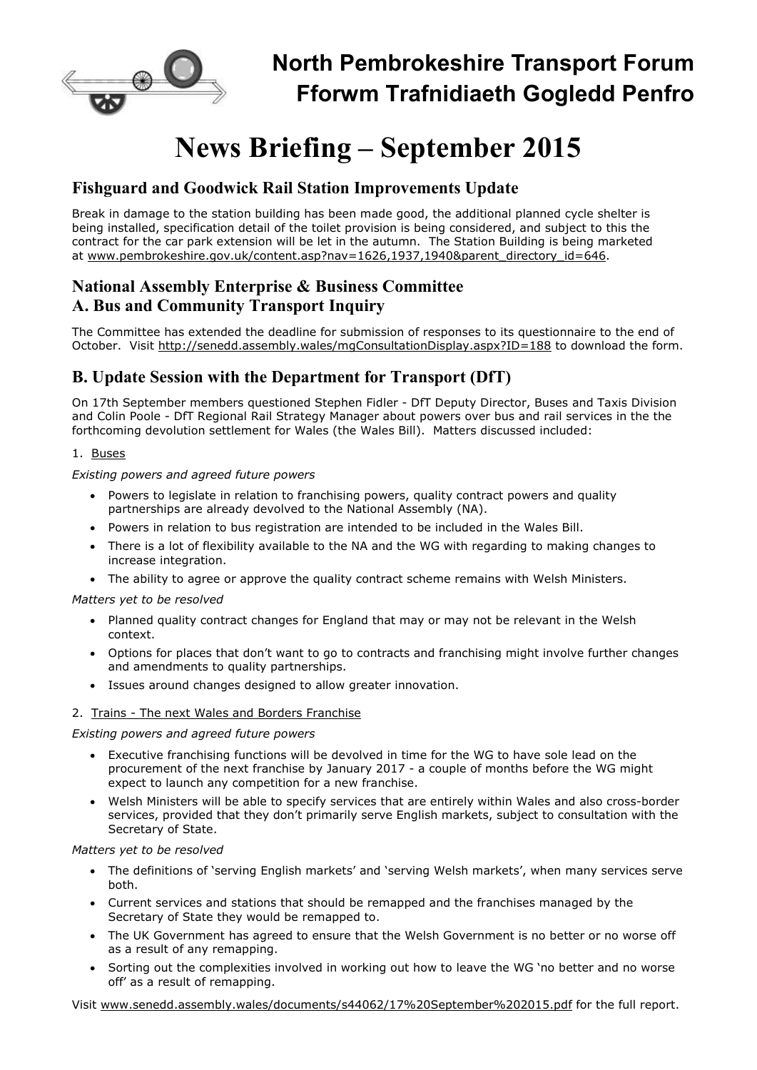# North Pembrokeshire Transport Forum
# Fforwm Trafnidiaeth Gogledd Penfro

# News Briefing – September 2015

## Fishguard and Goodwick Rail Station Improvements Update

Break in damage to the station building has been made good, the additional planned cycle shelter is being installed, specification detail of the toilet provision is being considered, and subject to this the contract for the car park extension will be let in the autumn. The Station Building is being marketed at www.pembrokeshire.gov.uk/content.asp?nav=1626,1937,1940&parent_directory_id=646.

## National Assembly Enterprise & Business Committee
## A. Bus and Community Transport Inquiry

The Committee has extended the deadline for submission of responses to its questionnaire to the end of October. Visit http://senedd.assembly.wales/mgConsultationDisplay.aspx?ID=188 to download the form.

## B. Update Session with the Department for Transport (DfT)

On 17th September members questioned Stephen Fidler - DfT Deputy Director, Buses and Taxis Division and Colin Poole - DfT Regional Rail Strategy Manager about powers over bus and rail services in the the forthcoming devolution settlement for Wales (the Wales Bill). Matters discussed included:

1. Buses

*Existing powers and agreed future powers*

- Powers to legislate in relation to franchising powers, quality contract powers and quality partnerships are already devolved to the National Assembly (NA).
- Powers in relation to bus registration are intended to be included in the Wales Bill.
- There is a lot of flexibility available to the NA and the WG with regarding to making changes to increase integration.
- The ability to agree or approve the quality contract scheme remains with Welsh Ministers.

*Matters yet to be resolved*

- Planned quality contract changes for England that may or may not be relevant in the Welsh context.
- Options for places that don't want to go to contracts and franchising might involve further changes and amendments to quality partnerships.
- Issues around changes designed to allow greater innovation.

2. Trains - The next Wales and Borders Franchise

*Existing powers and agreed future powers*

- Executive franchising functions will be devolved in time for the WG to have sole lead on the procurement of the next franchise by January 2017 - a couple of months before the WG might expect to launch any competition for a new franchise.
- Welsh Ministers will be able to specify services that are entirely within Wales and also cross-border services, provided that they don't primarily serve English markets, subject to consultation with the Secretary of State.

*Matters yet to be resolved*

- The definitions of 'serving English markets' and 'serving Welsh markets', when many services serve both.
- Current services and stations that should be remapped and the franchises managed by the Secretary of State they would be remapped to.
- The UK Government has agreed to ensure that the Welsh Government is no better or no worse off as a result of any remapping.
- Sorting out the complexities involved in working out how to leave the WG 'no better and no worse off' as a result of remapping.

Visit www.senedd.assembly.wales/documents/s44062/17%20September%202015.pdf for the full report.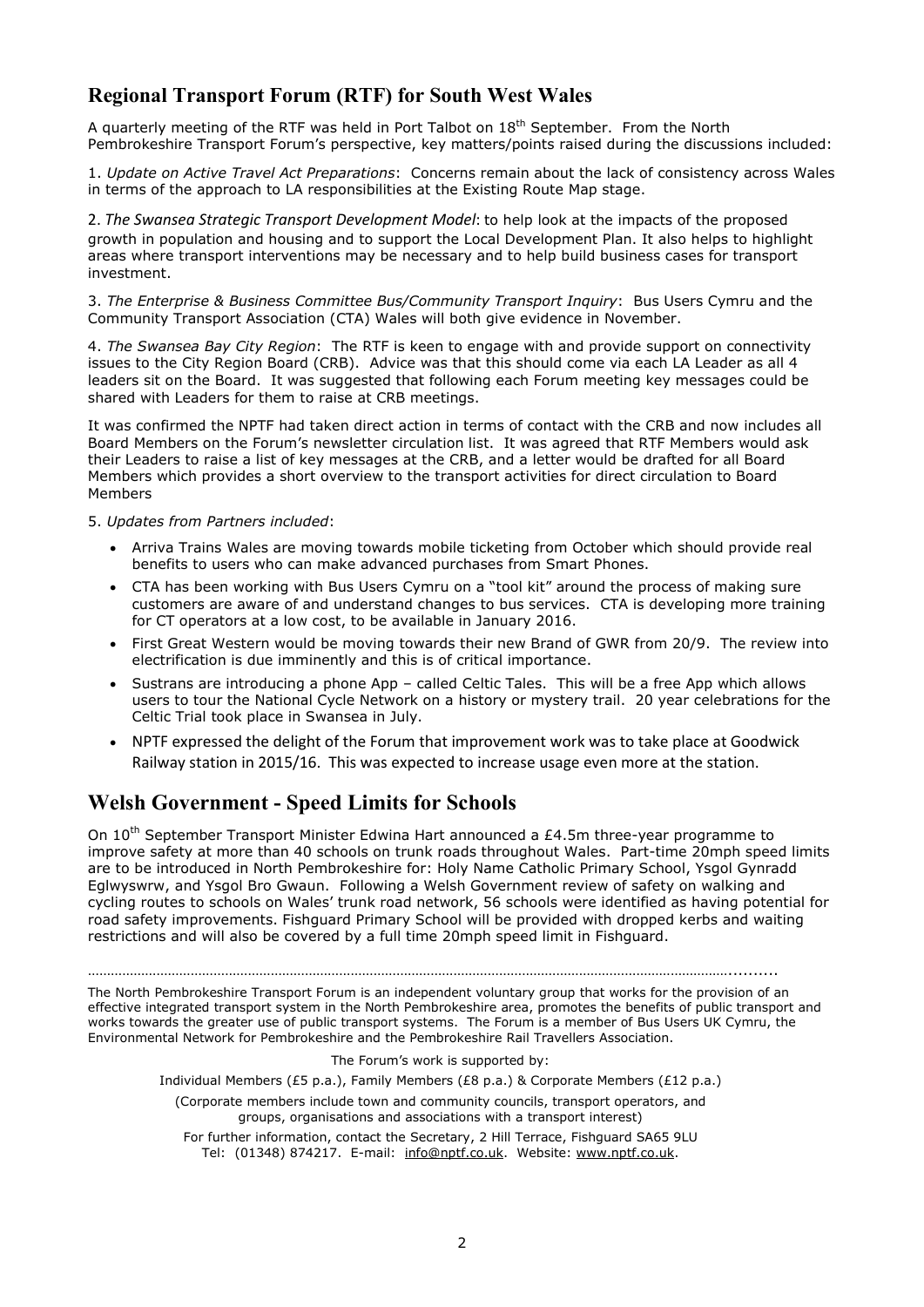## Regional Transport Forum (RTF) for South West Wales

A quarterly meeting of the RTF was held in Port Talbot on 18th September. From the North Pembrokeshire Transport Forum's perspective, key matters/points raised during the discussions included:

1. *Update on Active Travel Act Preparations*: Concerns remain about the lack of consistency across Wales in terms of the approach to LA responsibilities at the Existing Route Map stage.

2. *The Swansea Strategic Transport Development Model*: to help look at the impacts of the proposed growth in population and housing and to support the Local Development Plan. It also helps to highlight areas where transport interventions may be necessary and to help build business cases for transport investment.

3. *The Enterprise & Business Committee Bus/Community Transport Inquiry*: Bus Users Cymru and the Community Transport Association (CTA) Wales will both give evidence in November.

4. *The Swansea Bay City Region*: The RTF is keen to engage with and provide support on connectivity issues to the City Region Board (CRB). Advice was that this should come via each LA Leader as all 4 leaders sit on the Board. It was suggested that following each Forum meeting key messages could be shared with Leaders for them to raise at CRB meetings.

It was confirmed the NPTF had taken direct action in terms of contact with the CRB and now includes all Board Members on the Forum's newsletter circulation list. It was agreed that RTF Members would ask their Leaders to raise a list of key messages at the CRB, and a letter would be drafted for all Board Members which provides a short overview to the transport activities for direct circulation to Board Members

5. *Updates from Partners included*:

- Arriva Trains Wales are moving towards mobile ticketing from October which should provide real benefits to users who can make advanced purchases from Smart Phones.
- CTA has been working with Bus Users Cymru on a "tool kit" around the process of making sure customers are aware of and understand changes to bus services. CTA is developing more training for CT operators at a low cost, to be available in January 2016.
- First Great Western would be moving towards their new Brand of GWR from 20/9. The review into electrification is due imminently and this is of critical importance.
- Sustrans are introducing a phone App – called Celtic Tales. This will be a free App which allows users to tour the National Cycle Network on a history or mystery trail. 20 year celebrations for the Celtic Trial took place in Swansea in July.
- NPTF expressed the delight of the Forum that improvement work was to take place at Goodwick Railway station in 2015/16. This was expected to increase usage even more at the station.

## Welsh Government - Speed Limits for Schools

On 10th September Transport Minister Edwina Hart announced a £4.5m three-year programme to improve safety at more than 40 schools on trunk roads throughout Wales. Part-time 20mph speed limits are to be introduced in North Pembrokeshire for: Holy Name Catholic Primary School, Ysgol Gynradd Eglwyswrw, and Ysgol Bro Gwaun. Following a Welsh Government review of safety on walking and cycling routes to schools on Wales' trunk road network, 56 schools were identified as having potential for road safety improvements. Fishguard Primary School will be provided with dropped kerbs and waiting restrictions and will also be covered by a full time 20mph speed limit in Fishguard.

---

The North Pembrokeshire Transport Forum is an independent voluntary group that works for the provision of an effective integrated transport system in the North Pembrokeshire area, promotes the benefits of public transport and works towards the greater use of public transport systems. The Forum is a member of Bus Users UK Cymru, the Environmental Network for Pembrokeshire and the Pembrokeshire Rail Travellers Association.

The Forum's work is supported by:

Individual Members (£5 p.a.), Family Members (£8 p.a.) & Corporate Members (£12 p.a.)

(Corporate members include town and community councils, transport operators, and groups, organisations and associations with a transport interest)

For further information, contact the Secretary, 2 Hill Terrace, Fishguard SA65 9LU
Tel: (01348) 874217. E-mail: info@nptf.co.uk. Website: www.nptf.co.uk.